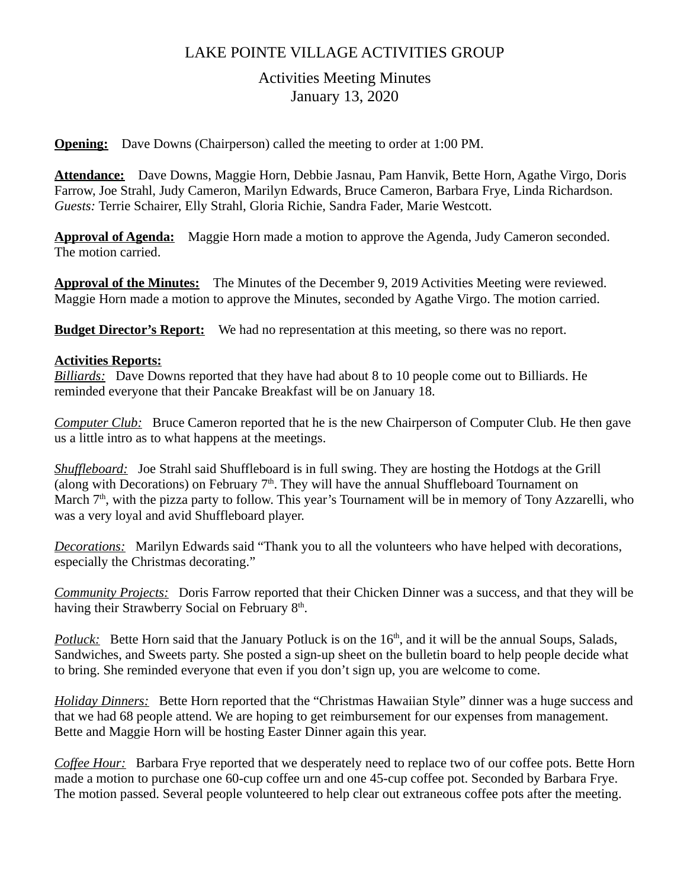# LAKE POINTE VILLAGE ACTIVITIES GROUP

## Activities Meeting Minutes
## January 13, 2020

**Opening:** Dave Downs (Chairperson) called the meeting to order at 1:00 PM.

**Attendance:** Dave Downs, Maggie Horn, Debbie Jasnau, Pam Hanvik, Bette Horn, Agathe Virgo, Doris Farrow, Joe Strahl, Judy Cameron, Marilyn Edwards, Bruce Cameron, Barbara Frye, Linda Richardson. *Guests:* Terrie Schairer, Elly Strahl, Gloria Richie, Sandra Fader, Marie Westcott.

**Approval of Agenda:** Maggie Horn made a motion to approve the Agenda, Judy Cameron seconded. The motion carried.

**Approval of the Minutes:** The Minutes of the December 9, 2019 Activities Meeting were reviewed. Maggie Horn made a motion to approve the Minutes, seconded by Agathe Virgo. The motion carried.

**Budget Director's Report:** We had no representation at this meeting, so there was no report.

**Activities Reports:**

*Billiards:* Dave Downs reported that they have had about 8 to 10 people come out to Billiards. He reminded everyone that their Pancake Breakfast will be on January 18.

*Computer Club:* Bruce Cameron reported that he is the new Chairperson of Computer Club. He then gave us a little intro as to what happens at the meetings.

*Shuffleboard:* Joe Strahl said Shuffleboard is in full swing. They are hosting the Hotdogs at the Grill (along with Decorations) on February 7th. They will have the annual Shuffleboard Tournament on March 7th, with the pizza party to follow. This year's Tournament will be in memory of Tony Azzarelli, who was a very loyal and avid Shuffleboard player.

*Decorations:* Marilyn Edwards said "Thank you to all the volunteers who have helped with decorations, especially the Christmas decorating."

*Community Projects:* Doris Farrow reported that their Chicken Dinner was a success, and that they will be having their Strawberry Social on February 8th.

*Potluck:* Bette Horn said that the January Potluck is on the 16th, and it will be the annual Soups, Salads, Sandwiches, and Sweets party. She posted a sign-up sheet on the bulletin board to help people decide what to bring. She reminded everyone that even if you don't sign up, you are welcome to come.

*Holiday Dinners:* Bette Horn reported that the "Christmas Hawaiian Style" dinner was a huge success and that we had 68 people attend. We are hoping to get reimbursement for our expenses from management. Bette and Maggie Horn will be hosting Easter Dinner again this year.

*Coffee Hour:* Barbara Frye reported that we desperately need to replace two of our coffee pots. Bette Horn made a motion to purchase one 60-cup coffee urn and one 45-cup coffee pot. Seconded by Barbara Frye. The motion passed. Several people volunteered to help clear out extraneous coffee pots after the meeting.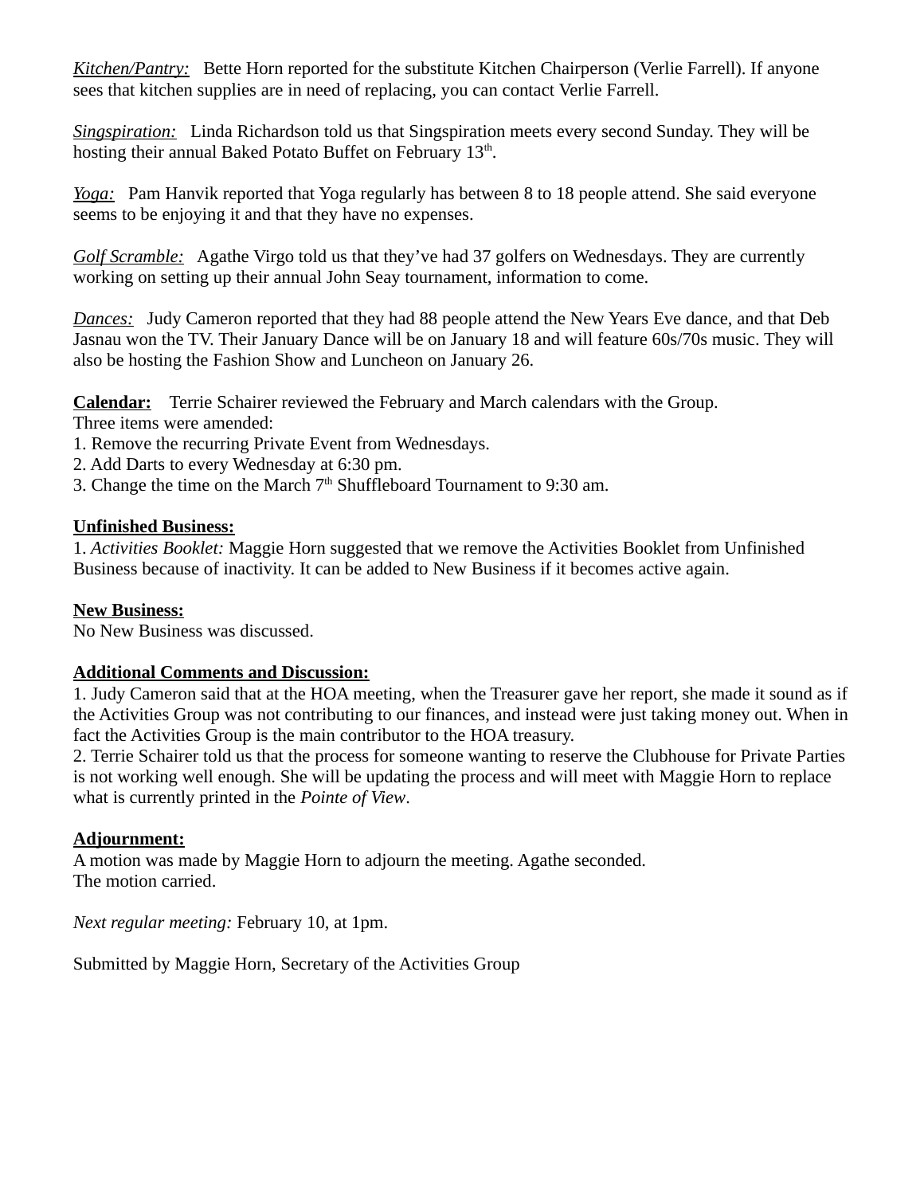*Kitchen/Pantry:* Bette Horn reported for the substitute Kitchen Chairperson (Verlie Farrell). If anyone sees that kitchen supplies are in need of replacing, you can contact Verlie Farrell.

*Singspiration:* Linda Richardson told us that Singspiration meets every second Sunday. They will be hosting their annual Baked Potato Buffet on February 13th.

*Yoga:* Pam Hanvik reported that Yoga regularly has between 8 to 18 people attend. She said everyone seems to be enjoying it and that they have no expenses.

*Golf Scramble:* Agathe Virgo told us that they've had 37 golfers on Wednesdays. They are currently working on setting up their annual John Seay tournament, information to come.

*Dances:* Judy Cameron reported that they had 88 people attend the New Years Eve dance, and that Deb Jasnau won the TV. Their January Dance will be on January 18 and will feature 60s/70s music. They will also be hosting the Fashion Show and Luncheon on January 26.

**Calendar:** Terrie Schairer reviewed the February and March calendars with the Group.
Three items were amended:
1. Remove the recurring Private Event from Wednesdays.
2. Add Darts to every Wednesday at 6:30 pm.
3. Change the time on the March 7th Shuffleboard Tournament to 9:30 am.

**Unfinished Business:**
1. *Activities Booklet:* Maggie Horn suggested that we remove the Activities Booklet from Unfinished Business because of inactivity. It can be added to New Business if it becomes active again.

**New Business:**
No New Business was discussed.

**Additional Comments and Discussion:**
1. Judy Cameron said that at the HOA meeting, when the Treasurer gave her report, she made it sound as if the Activities Group was not contributing to our finances, and instead were just taking money out. When in fact the Activities Group is the main contributor to the HOA treasury.
2. Terrie Schairer told us that the process for someone wanting to reserve the Clubhouse for Private Parties is not working well enough. She will be updating the process and will meet with Maggie Horn to replace what is currently printed in the *Pointe of View*.

**Adjournment:**
A motion was made by Maggie Horn to adjourn the meeting. Agathe seconded.
The motion carried.

*Next regular meeting:* February 10, at 1pm.

Submitted by Maggie Horn, Secretary of the Activities Group